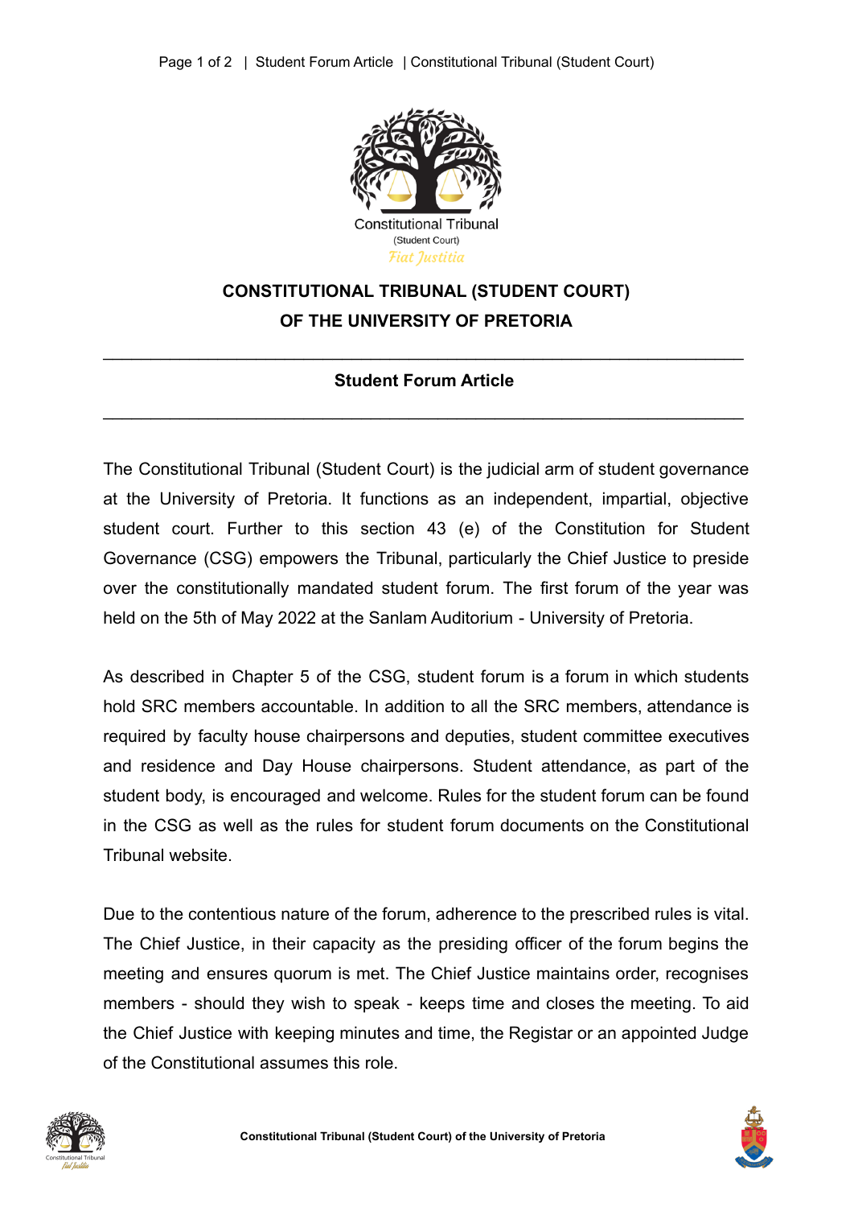Constitutional Tribunal

(Student Court)

*Fiat Justitia*

# CONSTITUTIONAL TRIBUNAL (STUDENT COURT) OF THE UNIVERSITY OF PRETORIA

---

## Student Forum Article

---

The Constitutional Tribunal (Student Court) is the judicial arm of student governance at the University of Pretoria. It functions as an independent, impartial, objective student court. Further to this section 43 (e) of the Constitution for Student Governance (CSG) empowers the Tribunal, particularly the Chief Justice to preside over the constitutionally mandated student forum. The first forum of the year was held on the 5th of May 2022 at the Sanlam Auditorium - University of Pretoria.

As described in Chapter 5 of the CSG, student forum is a forum in which students hold SRC members accountable. In addition to all the SRC members, attendance is required by faculty house chairpersons and deputies, student committee executives and residence and Day House chairpersons. Student attendance, as part of the student body, is encouraged and welcome. Rules for the student forum can be found in the CSG as well as the rules for student forum documents on the Constitutional Tribunal website.

Due to the contentious nature of the forum, adherence to the prescribed rules is vital. The Chief Justice, in their capacity as the presiding officer of the forum begins the meeting and ensures quorum is met. The Chief Justice maintains order, recognises members - should they wish to speak - keeps time and closes the meeting. To aid the Chief Justice with keeping minutes and time, the Registar or an appointed Judge of the Constitutional assumes this role.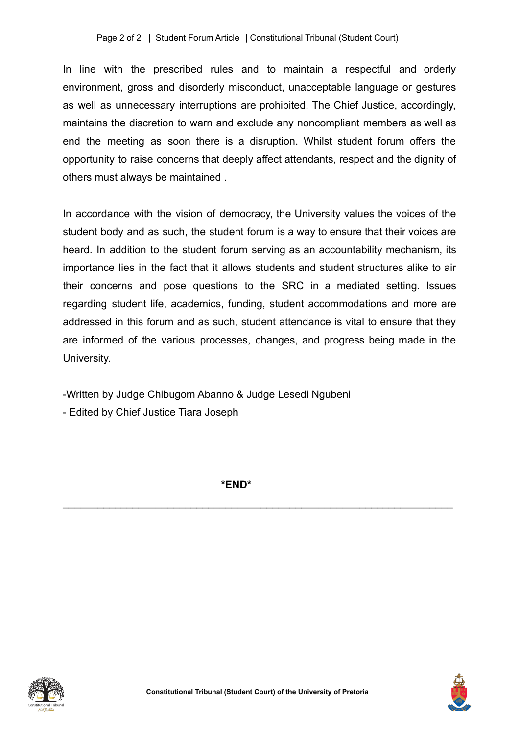In line with the prescribed rules and to maintain a respectful and orderly environment, gross and disorderly misconduct, unacceptable language or gestures as well as unnecessary interruptions are prohibited. The Chief Justice, accordingly, maintains the discretion to warn and exclude any noncompliant members as well as end the meeting as soon there is a disruption. Whilst student forum offers the opportunity to raise concerns that deeply affect attendants, respect and the dignity of others must always be maintained .

In accordance with the vision of democracy, the University values the voices of the student body and as such, the student forum is a way to ensure that their voices are heard. In addition to the student forum serving as an accountability mechanism, its importance lies in the fact that it allows students and student structures alike to air their concerns and pose questions to the SRC in a mediated setting. Issues regarding student life, academics, funding, student accommodations and more are addressed in this forum and as such, student attendance is vital to ensure that they are informed of the various processes, changes, and progress being made in the University.

-Written by Judge Chibugom Abanno & Judge Lesedi Ngubeni

- Edited by Chief Justice Tiara Joseph

**\*END\***

---